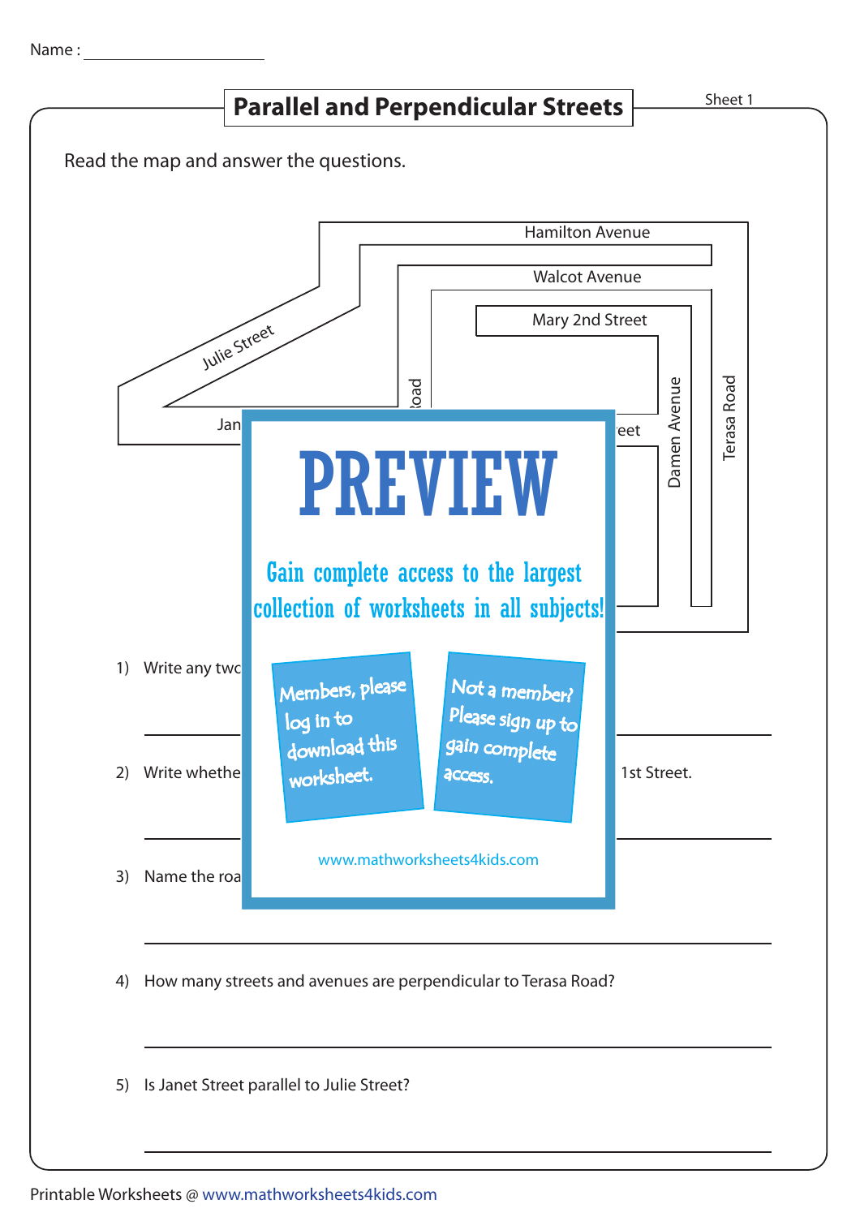Name : ____________________

# Parallel and Perpendicular Streets

Sheet 1

Read the map and answer the questions.

Hamilton Avenue

Walcot Avenue

Mary 2nd Street

Julie Street

Jan

oad

eet

Damen Avenue

Terasa Road

PREVIEW

Gain complete access to the largest collection of worksheets in all subjects!

Members, please log in to download this worksheet.

Not a member? Please sign up to gain complete access.

www.mathworksheets4kids.com

1) Write any two

_______________________________________________

2) Write whethe 1st Street.

_______________________________________________

3) Name the roa

_______________________________________________

4) How many streets and avenues are perpendicular to Terasa Road?

_______________________________________________

5) Is Janet Street parallel to Julie Street?

_______________________________________________

Printable Worksheets @ www.mathworksheets4kids.com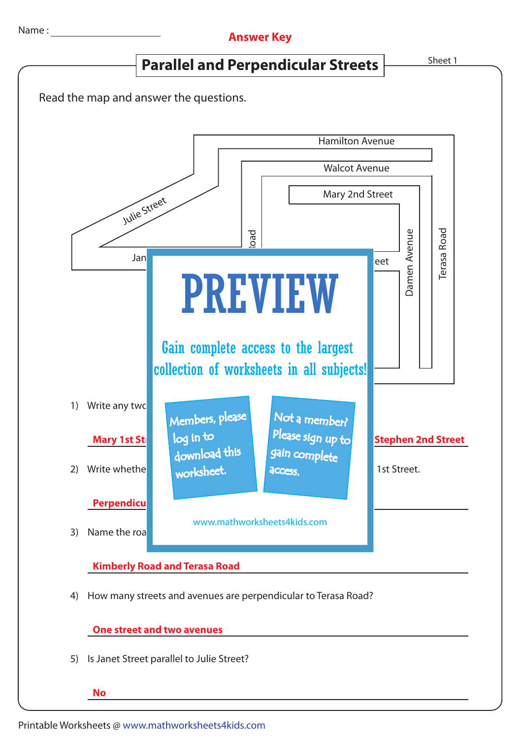Name : ____________________

**Answer Key**

# Parallel and Perpendicular Streets

Sheet 1

Read the map and answer the questions.

Hamilton Avenue

Walcot Avenue

Mary 2nd Street

Julie Street

Jan

Road

eet

Damen Avenue

Terasa Road

**PREVIEW**

Gain complete access to the largest collection of worksheets in all subjects!

Members, please log in to download this worksheet.

Not a member? Please sign up to gain complete access.

www.mathworksheets4kids.com

1) Write any two

**Mary 1st St** **Stephen 2nd Street**

2) Write whethe 1st Street.

**Perpendicu**

3) Name the roa

**Kimberly Road and Terasa Road**

4) How many streets and avenues are perpendicular to Terasa Road?

**One street and two avenues**

5) Is Janet Street parallel to Julie Street?

**No**

Printable Worksheets @ www.mathworksheets4kids.com